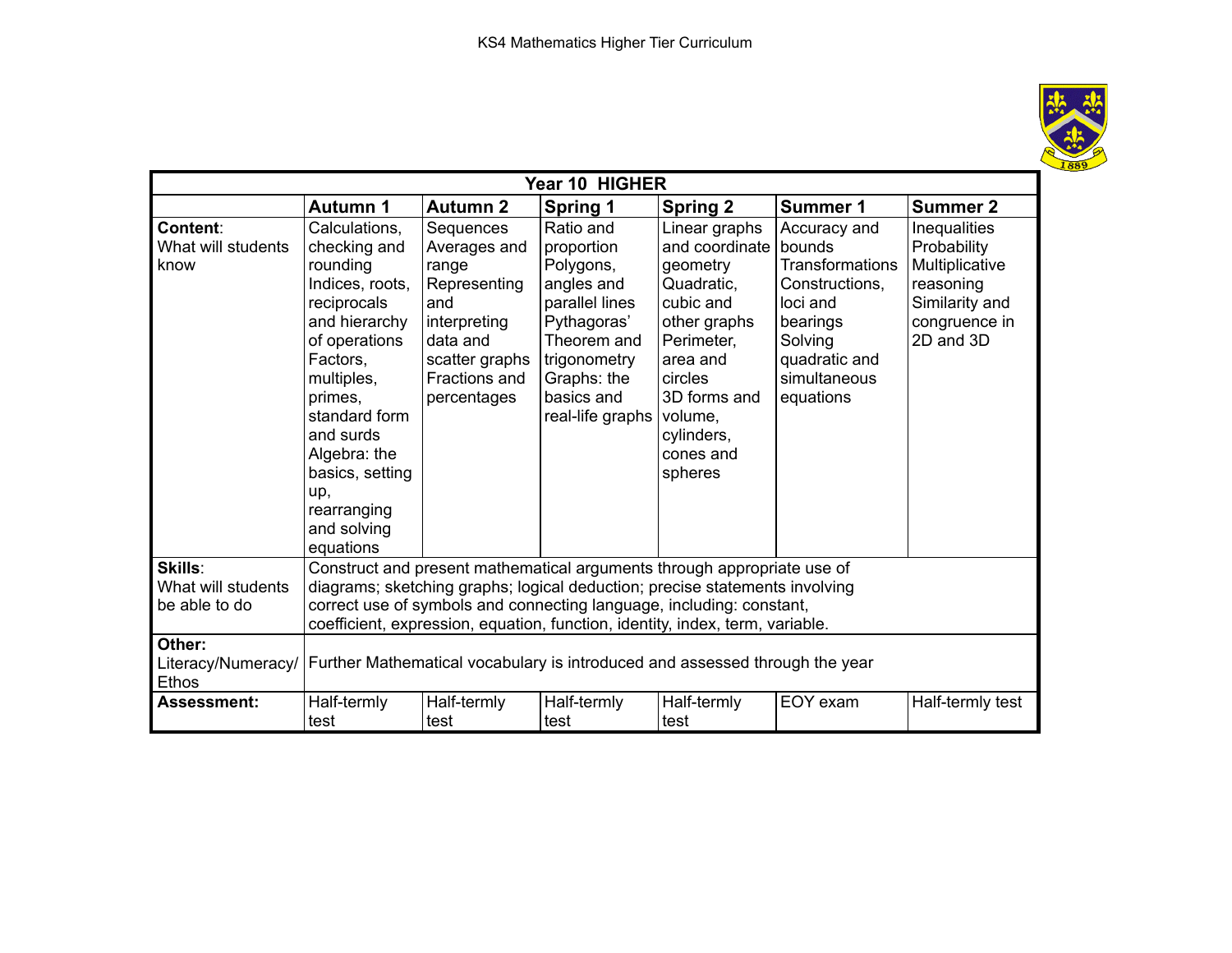# KS4 Mathematics Higher Tier Curriculum

| Year 10 HIGHER | | | | | | |
|---|---|---|---|---|---|---|
| | **Autumn 1** | **Autumn 2** | **Spring 1** | **Spring 2** | **Summer 1** | **Summer 2** |
| **Content**: What will students know | Calculations, checking and rounding<br>Indices, roots, reciprocals and hierarchy of operations<br>Factors, multiples, primes, standard form and surds<br>Algebra: the basics, setting up, rearranging and solving equations | Sequences<br>Averages and range<br>Representing and interpreting data and scatter graphs<br>Fractions and percentages | Ratio and proportion<br>Polygons, angles and parallel lines<br>Pythagoras' Theorem and trigonometry<br>Graphs: the basics and real-life graphs | Linear graphs and coordinate geometry<br>Quadratic, cubic and other graphs<br>Perimeter, area and circles<br>3D forms and volume, cylinders, cones and spheres | Accuracy and bounds<br>Transformations<br>Constructions, loci and bearings<br>Solving quadratic and simultaneous equations | Inequalities<br>Probability<br>Multiplicative reasoning<br>Similarity and congruence in 2D and 3D |
| **Skills**: What will students be able to do | Construct and present mathematical arguments through appropriate use of diagrams; sketching graphs; logical deduction; precise statements involving correct use of symbols and connecting language, including: constant, coefficient, expression, equation, function, identity, index, term, variable. | | | | | |
| **Other:** Literacy/Numeracy/ Ethos | Further Mathematical vocabulary is introduced and assessed through the year | | | | | |
| **Assessment:** | Half-termly test | Half-termly test | Half-termly test | Half-termly test | EOY exam | Half-termly test |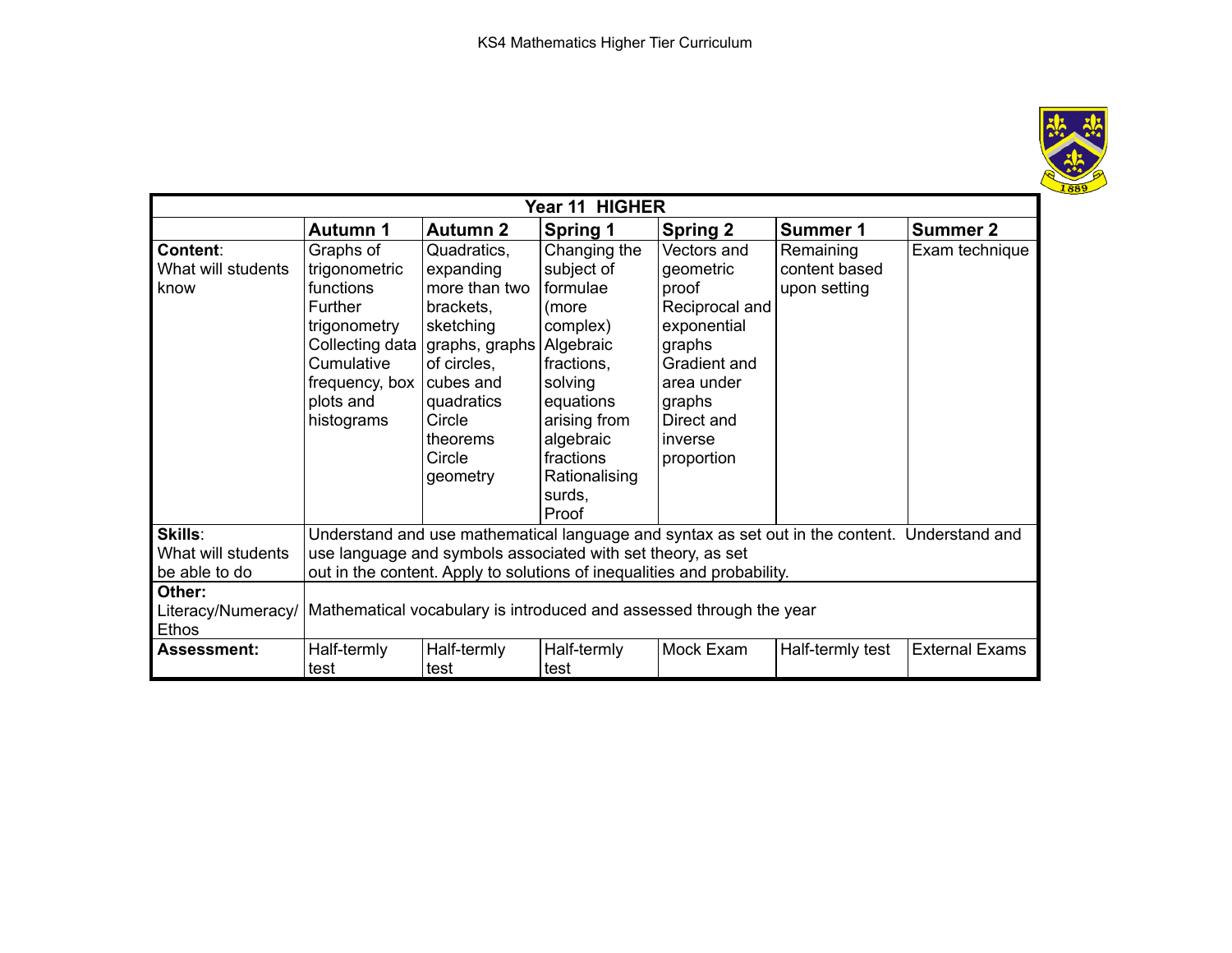KS4 Mathematics Higher Tier Curriculum

| Year 11 HIGHER | | | | | | |
|---|---|---|---|---|---|---|
| | **Autumn 1** | **Autumn 2** | **Spring 1** | **Spring 2** | **Summer 1** | **Summer 2** |
| **Content**: What will students know | Graphs of trigonometric functions Further trigonometry Collecting data Cumulative frequency, box plots and histograms | Quadratics, expanding more than two brackets, sketching graphs, graphs of circles, cubes and quadratics Circle theorems Circle geometry | Changing the subject of formulae (more complex) Algebraic fractions, solving equations arising from algebraic fractions Rationalising surds, Proof | Vectors and geometric proof Reciprocal and exponential graphs Gradient and area under graphs Direct and inverse proportion | Remaining content based upon setting | Exam technique |
| **Skills**: What will students be able to do | Understand and use mathematical language and syntax as set out in the content. Understand and use language and symbols associated with set theory, as set out in the content. Apply to solutions of inequalities and probability. | | | | | |
| **Other:** Literacy/Numeracy/ Ethos | Mathematical vocabulary is introduced and assessed through the year | | | | | |
| **Assessment:** | Half-termly test | Half-termly test | Half-termly test | Mock Exam | Half-termly test | External Exams |